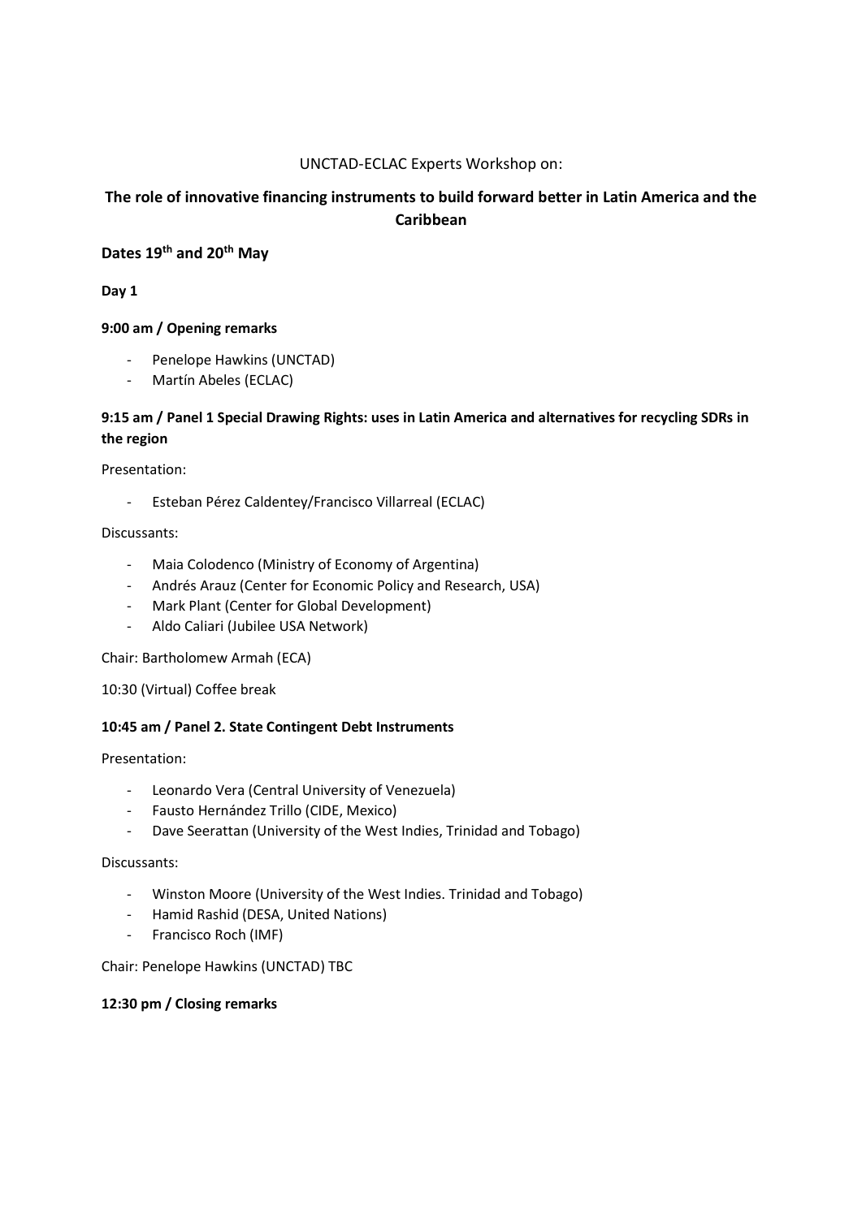UNCTAD-ECLAC Experts Workshop on:

## The role of innovative financing instruments to build forward better in Latin America and the Caribbean

### Dates 19th and 20th May

**Day 1**

**9:00 am / Opening remarks**

- Penelope Hawkins (UNCTAD)
- Martín Abeles (ECLAC)

**9:15 am / Panel 1 Special Drawing Rights: uses in Latin America and alternatives for recycling SDRs in the region**

Presentation:

- Esteban Pérez Caldentey/Francisco Villarreal (ECLAC)

Discussants:

- Maia Colodenco (Ministry of Economy of Argentina)
- Andrés Arauz (Center for Economic Policy and Research, USA)
- Mark Plant (Center for Global Development)
- Aldo Caliari (Jubilee USA Network)

Chair: Bartholomew Armah (ECA)

10:30 (Virtual) Coffee break

**10:45 am / Panel 2. State Contingent Debt Instruments**

Presentation:

- Leonardo Vera (Central University of Venezuela)
- Fausto Hernández Trillo (CIDE, Mexico)
- Dave Seerattan (University of the West Indies, Trinidad and Tobago)

Discussants:

- Winston Moore (University of the West Indies. Trinidad and Tobago)
- Hamid Rashid (DESA, United Nations)
- Francisco Roch (IMF)

Chair: Penelope Hawkins (UNCTAD) TBC

**12:30 pm / Closing remarks**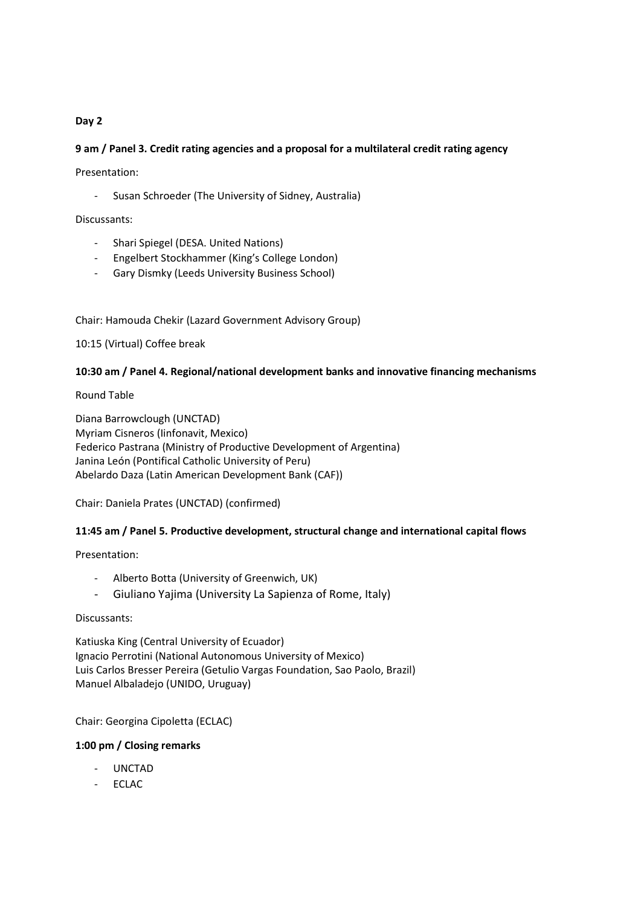**Day 2**

**9 am / Panel 3. Credit rating agencies and a proposal for a multilateral credit rating agency**

Presentation:

- Susan Schroeder (The University of Sidney, Australia)

Discussants:

- Shari Spiegel (DESA. United Nations)
- Engelbert Stockhammer (King's College London)
- Gary Dismky (Leeds University Business School)

Chair: Hamouda Chekir (Lazard Government Advisory Group)

10:15 (Virtual) Coffee break

**10:30 am / Panel 4. Regional/national development banks and innovative financing mechanisms**

Round Table

Diana Barrowclough (UNCTAD)
Myriam Cisneros (Iinfonavit, Mexico)
Federico Pastrana (Ministry of Productive Development of Argentina)
Janina León (Pontifical Catholic University of Peru)
Abelardo Daza (Latin American Development Bank (CAF))

Chair: Daniela Prates (UNCTAD) (confirmed)

**11:45 am / Panel 5. Productive development, structural change and international capital flows**

Presentation:

- Alberto Botta (University of Greenwich, UK)
- Giuliano Yajima (University La Sapienza of Rome, Italy)

Discussants:

Katiuska King (Central University of Ecuador)
Ignacio Perrotini (National Autonomous University of Mexico)
Luis Carlos Bresser Pereira (Getulio Vargas Foundation, Sao Paolo, Brazil)
Manuel Albaladejo (UNIDO, Uruguay)

Chair: Georgina Cipoletta (ECLAC)

**1:00 pm / Closing remarks**

- UNCTAD
- ECLAC